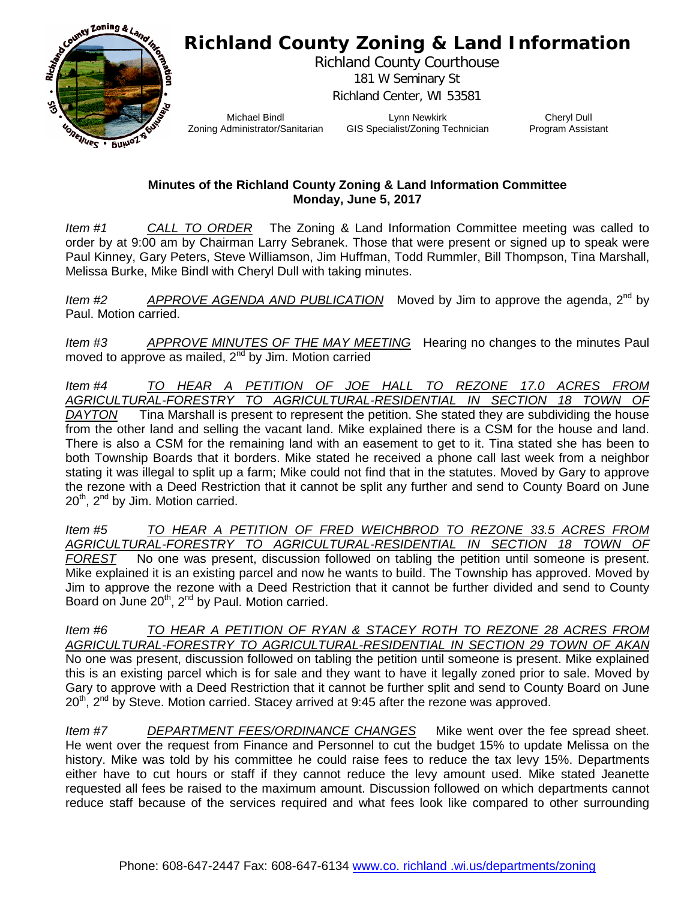# Richland County Zoning & Land Information

Richland County Courthouse
181 W Seminary St
Richland Center, WI 53581

Michael Bindl
Zoning Administrator/Sanitarian

Lynn Newkirk
GIS Specialist/Zoning Technician

Cheryl Dull
Program Assistant

**Minutes of the Richland County Zoning & Land Information Committee**
**Monday, June 5, 2017**

*Item #1* *CALL TO ORDER* The Zoning & Land Information Committee meeting was called to order by at 9:00 am by Chairman Larry Sebranek. Those that were present or signed up to speak were Paul Kinney, Gary Peters, Steve Williamson, Jim Huffman, Todd Rummler, Bill Thompson, Tina Marshall, Melissa Burke, Mike Bindl with Cheryl Dull with taking minutes.

*Item #2* *APPROVE AGENDA AND PUBLICATION* Moved by Jim to approve the agenda, 2nd by Paul. Motion carried.

*Item #3* *APPROVE MINUTES OF THE MAY MEETING* Hearing no changes to the minutes Paul moved to approve as mailed, 2nd by Jim. Motion carried

*Item #4* *TO HEAR A PETITION OF JOE HALL TO REZONE 17.0 ACRES FROM AGRICULTURAL-FORESTRY TO AGRICULTURAL-RESIDENTIAL IN SECTION 18 TOWN OF DAYTON* Tina Marshall is present to represent the petition. She stated they are subdividing the house from the other land and selling the vacant land. Mike explained there is a CSM for the house and land. There is also a CSM for the remaining land with an easement to get to it. Tina stated she has been to both Township Boards that it borders. Mike stated he received a phone call last week from a neighbor stating it was illegal to split up a farm; Mike could not find that in the statutes. Moved by Gary to approve the rezone with a Deed Restriction that it cannot be split any further and send to County Board on June 20th, 2nd by Jim. Motion carried.

*Item #5* *TO HEAR A PETITION OF FRED WEICHBROD TO REZONE 33.5 ACRES FROM AGRICULTURAL-FORESTRY TO AGRICULTURAL-RESIDENTIAL IN SECTION 18 TOWN OF FOREST* No one was present, discussion followed on tabling the petition until someone is present. Mike explained it is an existing parcel and now he wants to build. The Township has approved. Moved by Jim to approve the rezone with a Deed Restriction that it cannot be further divided and send to County Board on June 20th, 2nd by Paul. Motion carried.

*Item #6* *TO HEAR A PETITION OF RYAN & STACEY ROTH TO REZONE 28 ACRES FROM AGRICULTURAL-FORESTRY TO AGRICULTURAL-RESIDENTIAL IN SECTION 29 TOWN OF AKAN* No one was present, discussion followed on tabling the petition until someone is present. Mike explained this is an existing parcel which is for sale and they want to have it legally zoned prior to sale. Moved by Gary to approve with a Deed Restriction that it cannot be further split and send to County Board on June 20th, 2nd by Steve. Motion carried. Stacey arrived at 9:45 after the rezone was approved.

*Item #7* *DEPARTMENT FEES/ORDINANCE CHANGES* Mike went over the fee spread sheet. He went over the request from Finance and Personnel to cut the budget 15% to update Melissa on the history. Mike was told by his committee he could raise fees to reduce the tax levy 15%. Departments either have to cut hours or staff if they cannot reduce the levy amount used. Mike stated Jeanette requested all fees be raised to the maximum amount. Discussion followed on which departments cannot reduce staff because of the services required and what fees look like compared to other surrounding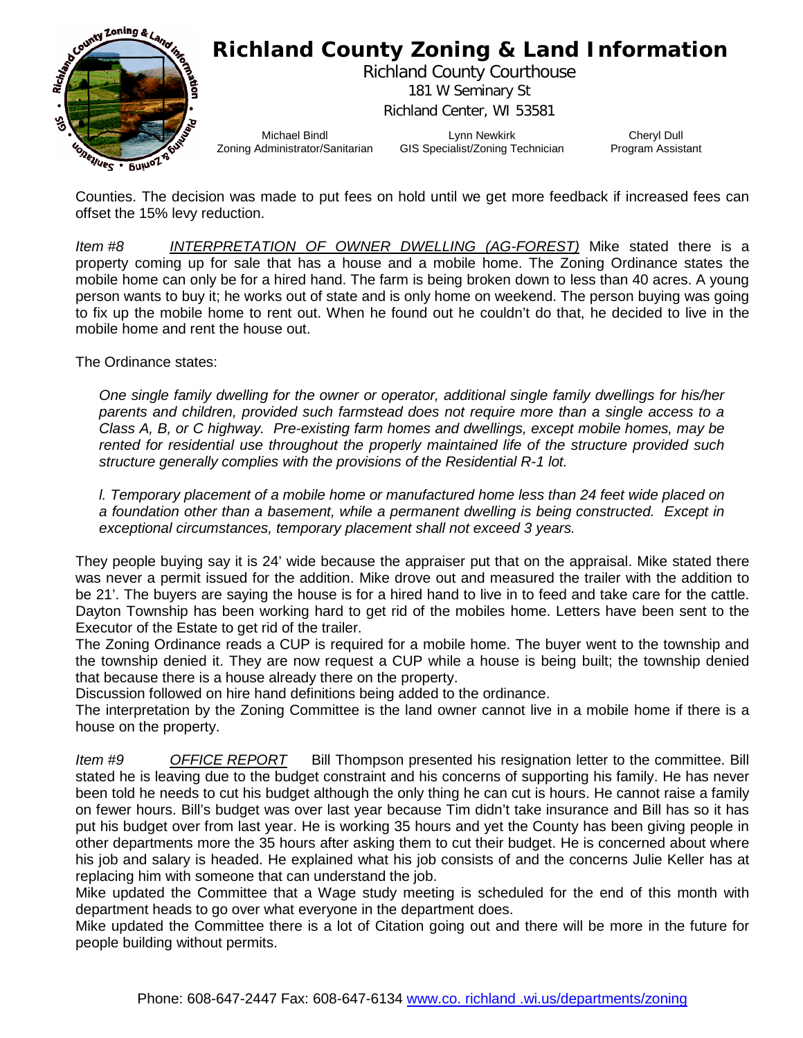Counties. The decision was made to put fees on hold until we get more feedback if increased fees can offset the 15% levy reduction.

*Item #8* *INTERPRETATION OF OWNER DWELLING (AG-FOREST)* Mike stated there is a property coming up for sale that has a house and a mobile home. The Zoning Ordinance states the mobile home can only be for a hired hand. The farm is being broken down to less than 40 acres. A young person wants to buy it; he works out of state and is only home on weekend. The person buying was going to fix up the mobile home to rent out. When he found out he couldn't do that, he decided to live in the mobile home and rent the house out.

The Ordinance states:

> *One single family dwelling for the owner or operator, additional single family dwellings for his/her parents and children, provided such farmstead does not require more than a single access to a Class A, B, or C highway. Pre-existing farm homes and dwellings, except mobile homes, may be rented for residential use throughout the properly maintained life of the structure provided such structure generally complies with the provisions of the Residential R-1 lot.*
>
> *l. Temporary placement of a mobile home or manufactured home less than 24 feet wide placed on a foundation other than a basement, while a permanent dwelling is being constructed. Except in exceptional circumstances, temporary placement shall not exceed 3 years.*

They people buying say it is 24' wide because the appraiser put that on the appraisal. Mike stated there was never a permit issued for the addition. Mike drove out and measured the trailer with the addition to be 21'. The buyers are saying the house is for a hired hand to live in to feed and take care for the cattle. Dayton Township has been working hard to get rid of the mobiles home. Letters have been sent to the Executor of the Estate to get rid of the trailer.
The Zoning Ordinance reads a CUP is required for a mobile home. The buyer went to the township and the township denied it. They are now request a CUP while a house is being built; the township denied that because there is a house already there on the property.
Discussion followed on hire hand definitions being added to the ordinance.
The interpretation by the Zoning Committee is the land owner cannot live in a mobile home if there is a house on the property.

*Item #9* *OFFICE REPORT* Bill Thompson presented his resignation letter to the committee. Bill stated he is leaving due to the budget constraint and his concerns of supporting his family. He has never been told he needs to cut his budget although the only thing he can cut is hours. He cannot raise a family on fewer hours. Bill's budget was over last year because Tim didn't take insurance and Bill has so it has put his budget over from last year. He is working 35 hours and yet the County has been giving people in other departments more the 35 hours after asking them to cut their budget. He is concerned about where his job and salary is headed. He explained what his job consists of and the concerns Julie Keller has at replacing him with someone that can understand the job.
Mike updated the Committee that a Wage study meeting is scheduled for the end of this month with department heads to go over what everyone in the department does.
Mike updated the Committee there is a lot of Citation going out and there will be more in the future for people building without permits.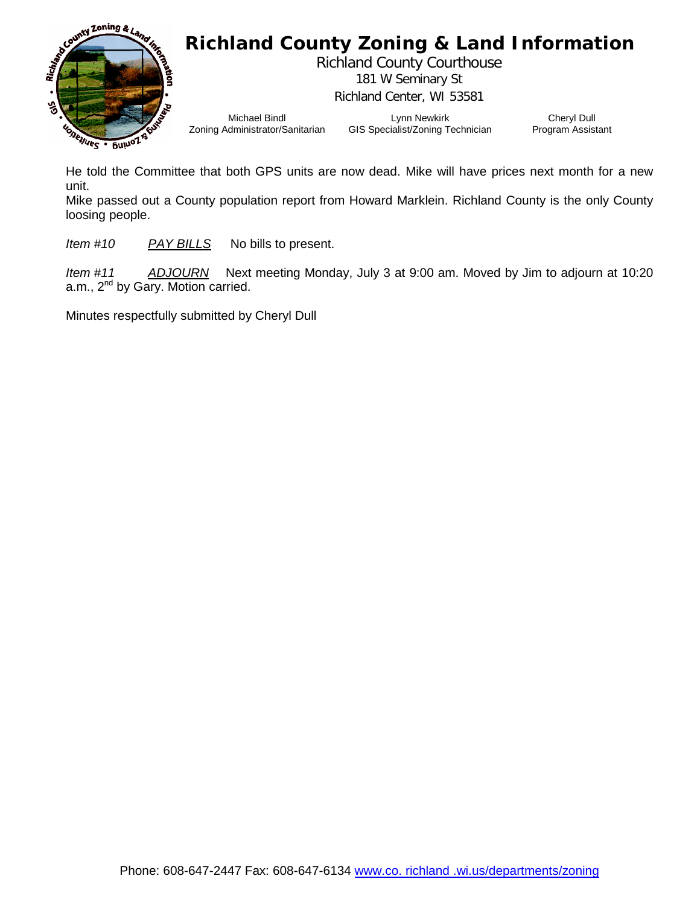# Richland County Zoning & Land Information

Richland County Courthouse
181 W Seminary St
Richland Center, WI 53581

| | | |
|---|---|---|
| Michael Bindl<br>Zoning Administrator/Sanitarian | Lynn Newkirk<br>GIS Specialist/Zoning Technician | Cheryl Dull<br>Program Assistant |

He told the Committee that both GPS units are now dead. Mike will have prices next month for a new unit.
Mike passed out a County population report from Howard Marklein. Richland County is the only County loosing people.

*Item #10* <u>*PAY BILLS*</u> No bills to present.

*Item #11* <u>*ADJOURN*</u> Next meeting Monday, July 3 at 9:00 am. Moved by Jim to adjourn at 10:20 a.m., 2nd by Gary. Motion carried.

Minutes respectfully submitted by Cheryl Dull

Phone: 608-647-2447 Fax: 608-647-6134 [www.co. richland .wi.us/departments/zoning](www.co.richland.wi.us/departments/zoning)